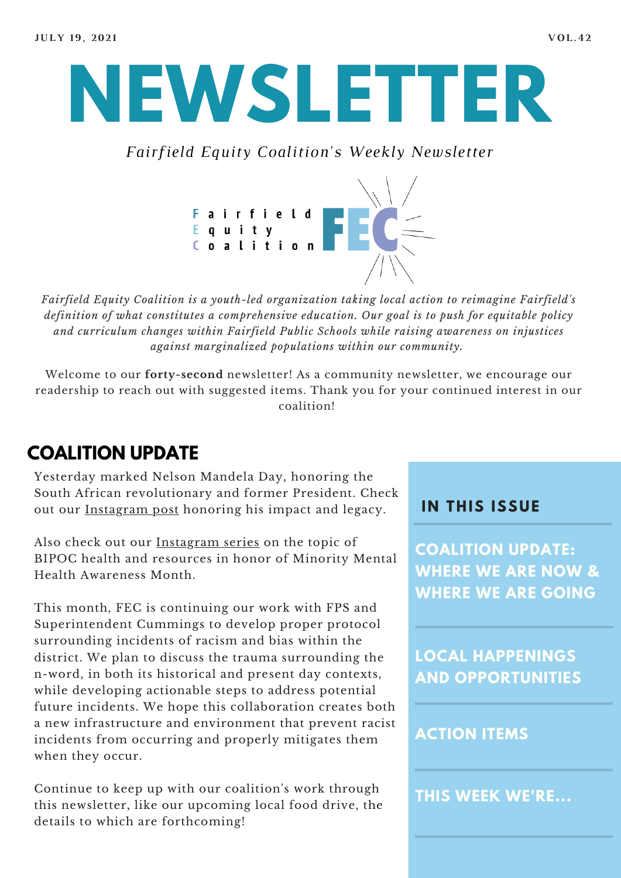JULY 19, 2021 VOL.42

# NEWSLETTER

*Fairfield Equity Coalition's Weekly Newsletter*

Fairfield
Equity
Coalition
FEC

*Fairfield Equity Coalition is a youth-led organization taking local action to reimagine Fairfield's definition of what constitutes a comprehensive education. Our goal is to push for equitable policy and curriculum changes within Fairfield Public Schools while raising awareness on injustices against marginalized populations within our community.*

Welcome to our **forty-second** newsletter! As a community newsletter, we encourage our readership to reach out with suggested items. Thank you for your continued interest in our coalition!

## COALITION UPDATE

Yesterday marked Nelson Mandela Day, honoring the South African revolutionary and former President. Check out our Instagram post honoring his impact and legacy.

Also check out our Instagram series on the topic of BIPOC health and resources in honor of Minority Mental Health Awareness Month.

This month, FEC is continuing our work with FPS and Superintendent Cummings to develop proper protocol surrounding incidents of racism and bias within the district. We plan to discuss the trauma surrounding the n-word, in both its historical and present day contexts, while developing actionable steps to address potential future incidents. We hope this collaboration creates both a new infrastructure and environment that prevent racist incidents from occurring and properly mitigates them when they occur.

Continue to keep up with our coalition's work through this newsletter, like our upcoming local food drive, the details to which are forthcoming!

### IN THIS ISSUE

- COALITION UPDATE: WHERE WE ARE NOW & WHERE WE ARE GOING
- LOCAL HAPPENINGS AND OPPORTUNITIES
- ACTION ITEMS
- THIS WEEK WE'RE...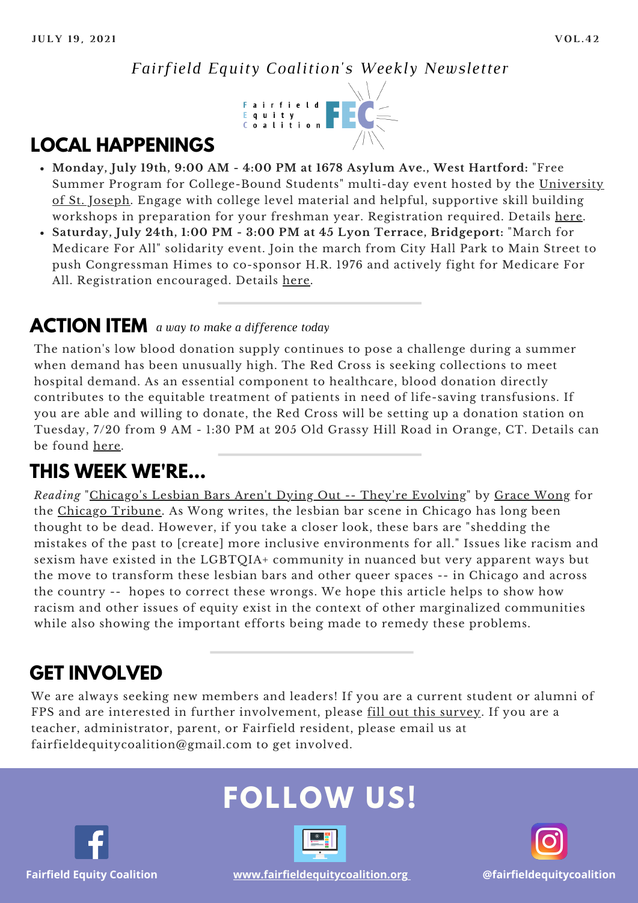JULY 19, 2021 VOL.42

*Fairfield Equity Coalition's Weekly Newsletter*

## LOCAL HAPPENINGS

- **Monday, July 19th, 9:00 AM - 4:00 PM at 1678 Asylum Ave., West Hartford:** "Free Summer Program for College-Bound Students" multi-day event hosted by the University of St. Joseph. Engage with college level material and helpful, supportive skill building workshops in preparation for your freshman year. Registration required. Details here.
- **Saturday, July 24th, 1:00 PM - 3:00 PM at 45 Lyon Terrace, Bridgeport:** "March for Medicare For All" solidarity event. Join the march from City Hall Park to Main Street to push Congressman Himes to co-sponsor H.R. 1976 and actively fight for Medicare For All. Registration encouraged. Details here.

## ACTION ITEM *a way to make a difference today*

The nation's low blood donation supply continues to pose a challenge during a summer when demand has been unusually high. The Red Cross is seeking collections to meet hospital demand. As an essential component to healthcare, blood donation directly contributes to the equitable treatment of patients in need of life-saving transfusions. If you are able and willing to donate, the Red Cross will be setting up a donation station on Tuesday, 7/20 from 9 AM - 1:30 PM at 205 Old Grassy Hill Road in Orange, CT. Details can be found here.

## THIS WEEK WE'RE...

*Reading* "Chicago's Lesbian Bars Aren't Dying Out -- They're Evolving" by Grace Wong for the Chicago Tribune. As Wong writes, the lesbian bar scene in Chicago has long been thought to be dead. However, if you take a closer look, these bars are "shedding the mistakes of the past to [create] more inclusive environments for all." Issues like racism and sexism have existed in the LGBTQIA+ community in nuanced but very apparent ways but the move to transform these lesbian bars and other queer spaces -- in Chicago and across the country -- hopes to correct these wrongs. We hope this article helps to show how racism and other issues of equity exist in the context of other marginalized communities while also showing the important efforts being made to remedy these problems.

## GET INVOLVED

We are always seeking new members and leaders! If you are a current student or alumni of FPS and are interested in further involvement, please fill out this survey. If you are a teacher, administrator, parent, or Fairfield resident, please email us at fairfieldequitycoalition@gmail.com to get involved.

## FOLLOW US!

Fairfield Equity Coalition

www.fairfieldequitycoalition.org

@fairfieldequitycoalition